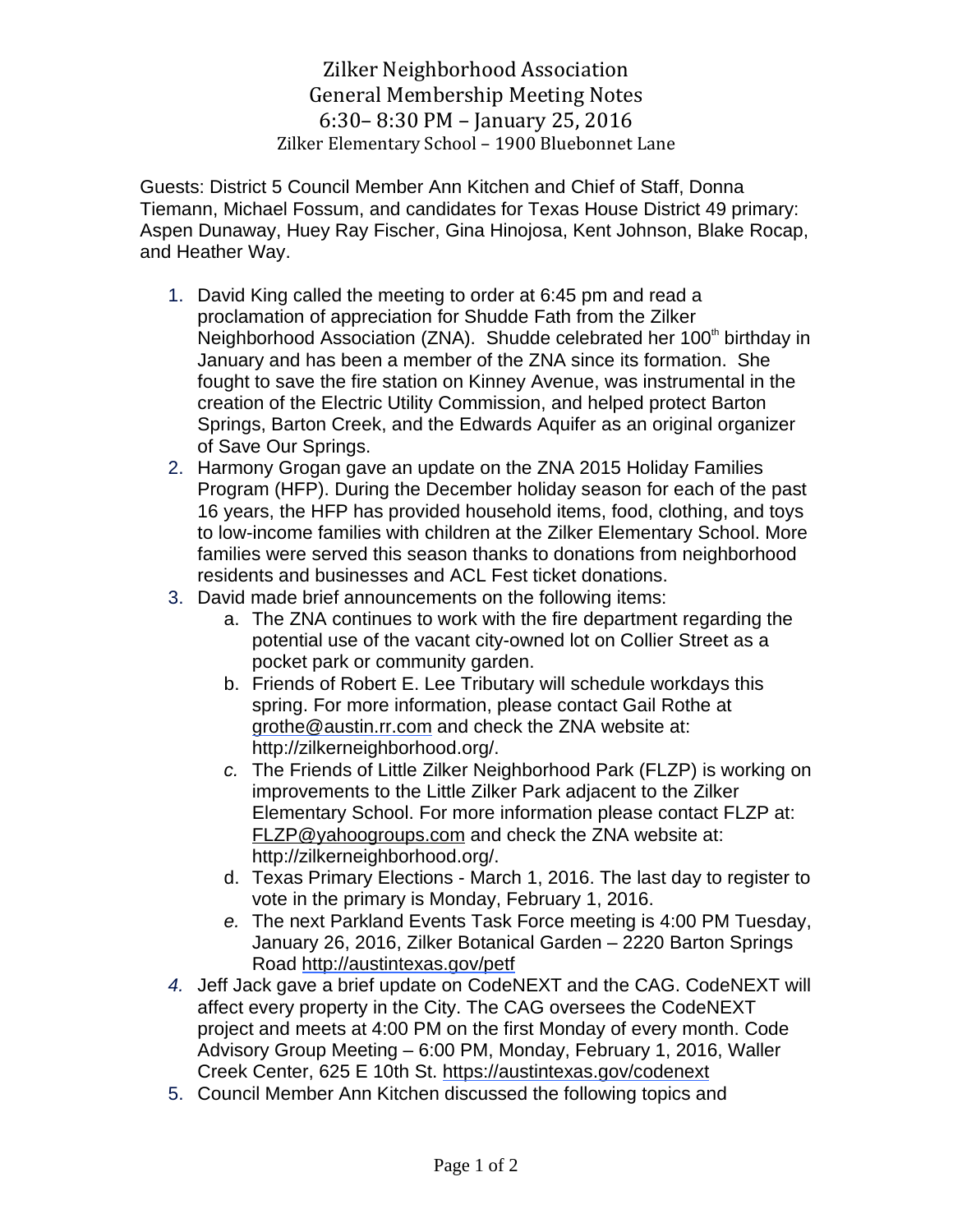# Zilker Neighborhood Association
## General Membership Meeting Notes
### 6:30– 8:30 PM – January 25, 2016
Zilker Elementary School – 1900 Bluebonnet Lane

Guests: District 5 Council Member Ann Kitchen and Chief of Staff, Donna Tiemann, Michael Fossum, and candidates for Texas House District 49 primary: Aspen Dunaway, Huey Ray Fischer, Gina Hinojosa, Kent Johnson, Blake Rocap, and Heather Way.

1. David King called the meeting to order at 6:45 pm and read a proclamation of appreciation for Shudde Fath from the Zilker Neighborhood Association (ZNA). Shudde celebrated her 100th birthday in January and has been a member of the ZNA since its formation. She fought to save the fire station on Kinney Avenue, was instrumental in the creation of the Electric Utility Commission, and helped protect Barton Springs, Barton Creek, and the Edwards Aquifer as an original organizer of Save Our Springs.
2. Harmony Grogan gave an update on the ZNA 2015 Holiday Families Program (HFP). During the December holiday season for each of the past 16 years, the HFP has provided household items, food, clothing, and toys to low-income families with children at the Zilker Elementary School. More families were served this season thanks to donations from neighborhood residents and businesses and ACL Fest ticket donations.
3. David made brief announcements on the following items:
   a. The ZNA continues to work with the fire department regarding the potential use of the vacant city-owned lot on Collier Street as a pocket park or community garden.
   b. Friends of Robert E. Lee Tributary will schedule workdays this spring. For more information, please contact Gail Rothe at grothe@austin.rr.com and check the ZNA website at: http://zilkerneighborhood.org/.
   c. The Friends of Little Zilker Neighborhood Park (FLZP) is working on improvements to the Little Zilker Park adjacent to the Zilker Elementary School. For more information please contact FLZP at: FLZP@yahoogroups.com and check the ZNA website at: http://zilkerneighborhood.org/.
   d. Texas Primary Elections - March 1, 2016. The last day to register to vote in the primary is Monday, February 1, 2016.
   e. The next Parkland Events Task Force meeting is 4:00 PM Tuesday, January 26, 2016, Zilker Botanical Garden – 2220 Barton Springs Road http://austintexas.gov/petf
4. Jeff Jack gave a brief update on CodeNEXT and the CAG. CodeNEXT will affect every property in the City. The CAG oversees the CodeNEXT project and meets at 4:00 PM on the first Monday of every month. Code Advisory Group Meeting – 6:00 PM, Monday, February 1, 2016, Waller Creek Center, 625 E 10th St. https://austintexas.gov/codenext
5. Council Member Ann Kitchen discussed the following topics and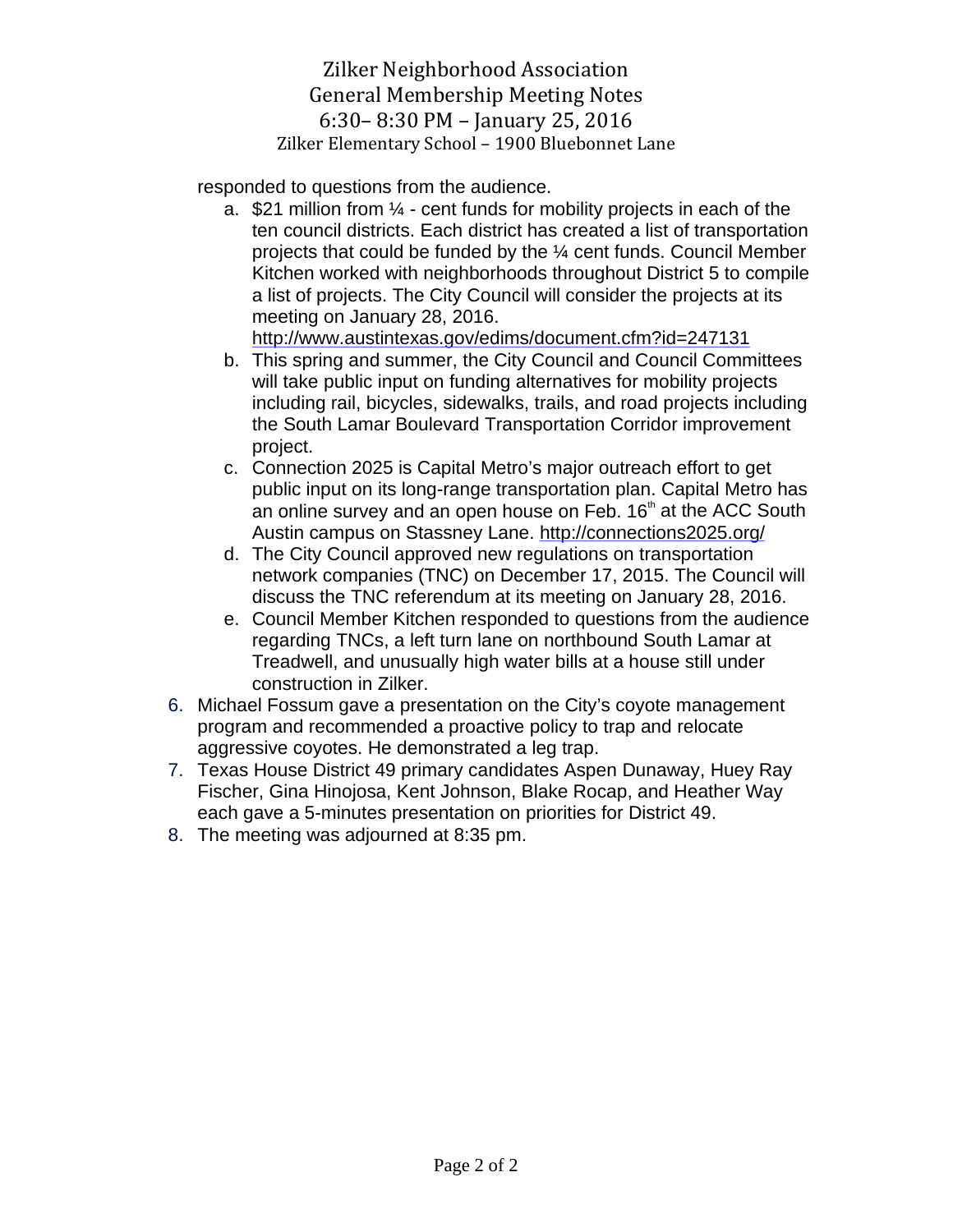responded to questions from the audience.

a. $21 million from ¼ - cent funds for mobility projects in each of the ten council districts. Each district has created a list of transportation projects that could be funded by the ¼ cent funds. Council Member Kitchen worked with neighborhoods throughout District 5 to compile a list of projects. The City Council will consider the projects at its meeting on January 28, 2016. http://www.austintexas.gov/edims/document.cfm?id=247131
b. This spring and summer, the City Council and Council Committees will take public input on funding alternatives for mobility projects including rail, bicycles, sidewalks, trails, and road projects including the South Lamar Boulevard Transportation Corridor improvement project.
c. Connection 2025 is Capital Metro's major outreach effort to get public input on its long-range transportation plan. Capital Metro has an online survey and an open house on Feb. 16th at the ACC South Austin campus on Stassney Lane. http://connections2025.org/
d. The City Council approved new regulations on transportation network companies (TNC) on December 17, 2015. The Council will discuss the TNC referendum at its meeting on January 28, 2016.
e. Council Member Kitchen responded to questions from the audience regarding TNCs, a left turn lane on northbound South Lamar at Treadwell, and unusually high water bills at a house still under construction in Zilker.

6. Michael Fossum gave a presentation on the City's coyote management program and recommended a proactive policy to trap and relocate aggressive coyotes. He demonstrated a leg trap.
7. Texas House District 49 primary candidates Aspen Dunaway, Huey Ray Fischer, Gina Hinojosa, Kent Johnson, Blake Rocap, and Heather Way each gave a 5-minutes presentation on priorities for District 49.
8. The meeting was adjourned at 8:35 pm.